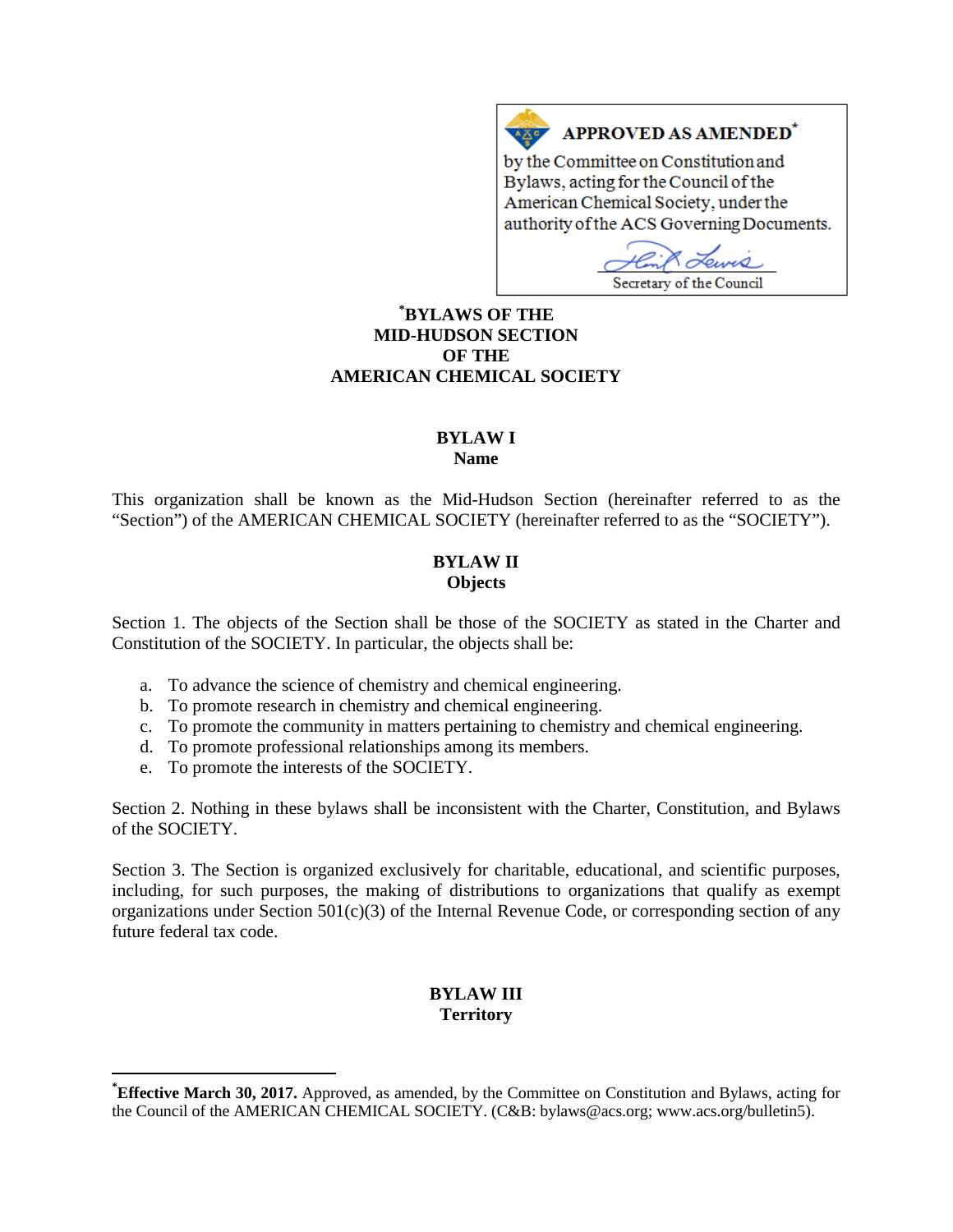**APPROVED AS AMENDED[*]**

by the Committee on Constitution and Bylaws, acting for the Council of the American Chemical Society, under the authority of the ACS Governing Documents.

Secretary of the Council

# [*]BYLAWS OF THE MID-HUDSON SECTION OF THE AMERICAN CHEMICAL SOCIETY

## BYLAW I
### Name

This organization shall be known as the Mid-Hudson Section (hereinafter referred to as the "Section") of the AMERICAN CHEMICAL SOCIETY (hereinafter referred to as the "SOCIETY").

## BYLAW II
### Objects

Section 1. The objects of the Section shall be those of the SOCIETY as stated in the Charter and Constitution of the SOCIETY. In particular, the objects shall be:

a. To advance the science of chemistry and chemical engineering.
b. To promote research in chemistry and chemical engineering.
c. To promote the community in matters pertaining to chemistry and chemical engineering.
d. To promote professional relationships among its members.
e. To promote the interests of the SOCIETY.

Section 2. Nothing in these bylaws shall be inconsistent with the Charter, Constitution, and Bylaws of the SOCIETY.

Section 3. The Section is organized exclusively for charitable, educational, and scientific purposes, including, for such purposes, the making of distributions to organizations that qualify as exempt organizations under Section 501(c)(3) of the Internal Revenue Code, or corresponding section of any future federal tax code.

## BYLAW III
### Territory

---

[*]**Effective March 30, 2017.** Approved, as amended, by the Committee on Constitution and Bylaws, acting for the Council of the AMERICAN CHEMICAL SOCIETY. (C&B: bylaws@acs.org; www.acs.org/bulletin5).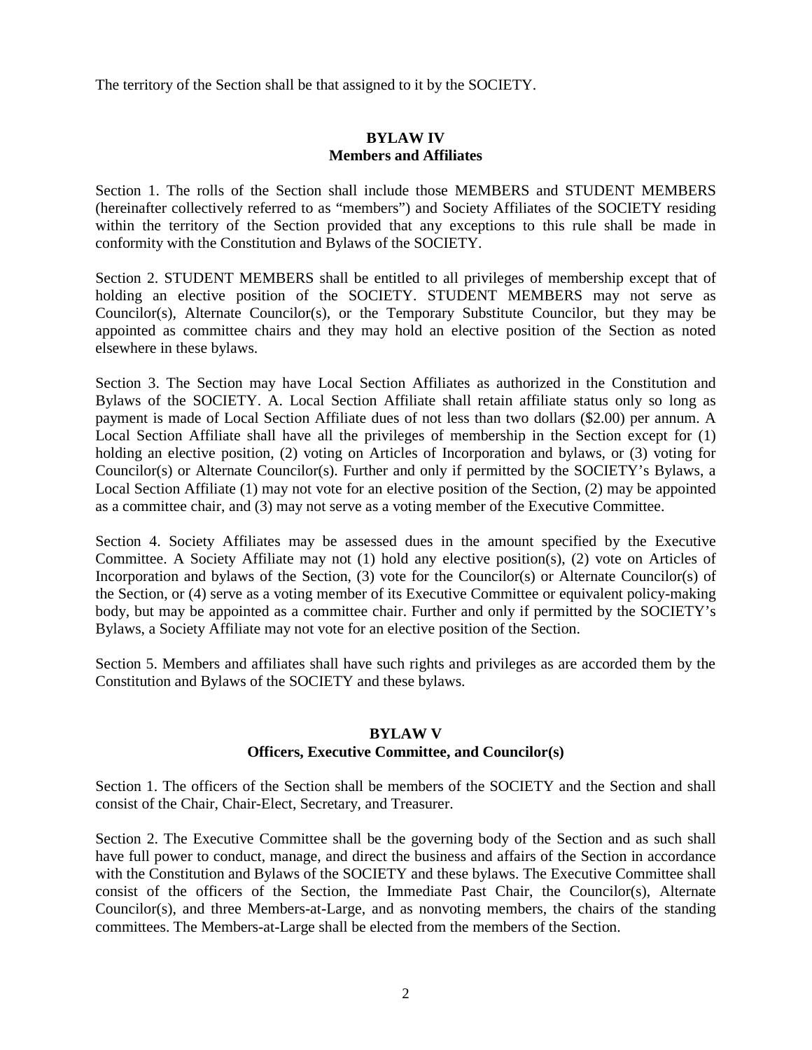The territory of the Section shall be that assigned to it by the SOCIETY.

## BYLAW IV
## Members and Affiliates

Section 1. The rolls of the Section shall include those MEMBERS and STUDENT MEMBERS (hereinafter collectively referred to as "members") and Society Affiliates of the SOCIETY residing within the territory of the Section provided that any exceptions to this rule shall be made in conformity with the Constitution and Bylaws of the SOCIETY.

Section 2. STUDENT MEMBERS shall be entitled to all privileges of membership except that of holding an elective position of the SOCIETY. STUDENT MEMBERS may not serve as Councilor(s), Alternate Councilor(s), or the Temporary Substitute Councilor, but they may be appointed as committee chairs and they may hold an elective position of the Section as noted elsewhere in these bylaws.

Section 3. The Section may have Local Section Affiliates as authorized in the Constitution and Bylaws of the SOCIETY. A. Local Section Affiliate shall retain affiliate status only so long as payment is made of Local Section Affiliate dues of not less than two dollars ($2.00) per annum. A Local Section Affiliate shall have all the privileges of membership in the Section except for (1) holding an elective position, (2) voting on Articles of Incorporation and bylaws, or (3) voting for Councilor(s) or Alternate Councilor(s). Further and only if permitted by the SOCIETY's Bylaws, a Local Section Affiliate (1) may not vote for an elective position of the Section, (2) may be appointed as a committee chair, and (3) may not serve as a voting member of the Executive Committee.

Section 4. Society Affiliates may be assessed dues in the amount specified by the Executive Committee. A Society Affiliate may not (1) hold any elective position(s), (2) vote on Articles of Incorporation and bylaws of the Section, (3) vote for the Councilor(s) or Alternate Councilor(s) of the Section, or (4) serve as a voting member of its Executive Committee or equivalent policy-making body, but may be appointed as a committee chair. Further and only if permitted by the SOCIETY's Bylaws, a Society Affiliate may not vote for an elective position of the Section.

Section 5. Members and affiliates shall have such rights and privileges as are accorded them by the Constitution and Bylaws of the SOCIETY and these bylaws.

## BYLAW V
## Officers, Executive Committee, and Councilor(s)

Section 1. The officers of the Section shall be members of the SOCIETY and the Section and shall consist of the Chair, Chair-Elect, Secretary, and Treasurer.

Section 2. The Executive Committee shall be the governing body of the Section and as such shall have full power to conduct, manage, and direct the business and affairs of the Section in accordance with the Constitution and Bylaws of the SOCIETY and these bylaws. The Executive Committee shall consist of the officers of the Section, the Immediate Past Chair, the Councilor(s), Alternate Councilor(s), and three Members-at-Large, and as nonvoting members, the chairs of the standing committees. The Members-at-Large shall be elected from the members of the Section.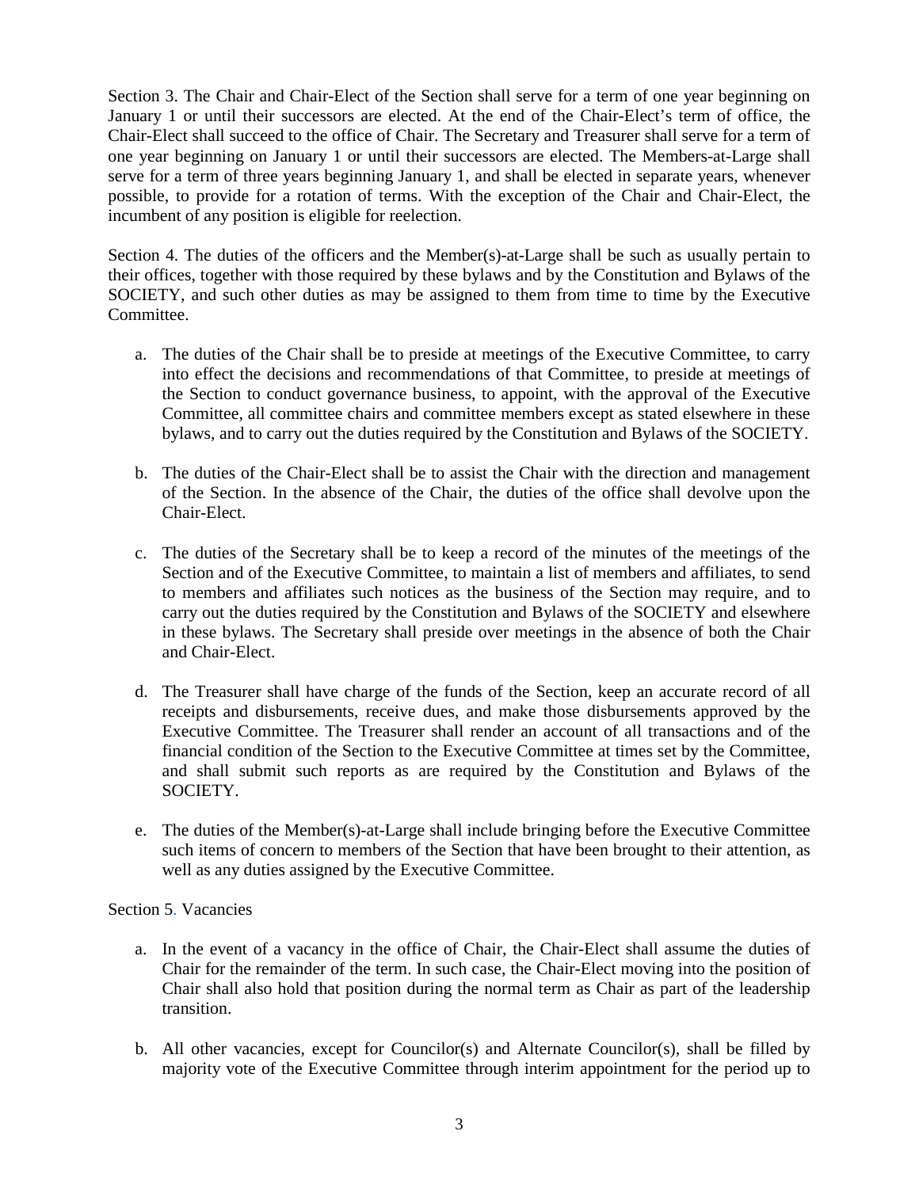Section 3. The Chair and Chair-Elect of the Section shall serve for a term of one year beginning on January 1 or until their successors are elected. At the end of the Chair-Elect's term of office, the Chair-Elect shall succeed to the office of Chair. The Secretary and Treasurer shall serve for a term of one year beginning on January 1 or until their successors are elected. The Members-at-Large shall serve for a term of three years beginning January 1, and shall be elected in separate years, whenever possible, to provide for a rotation of terms. With the exception of the Chair and Chair-Elect, the incumbent of any position is eligible for reelection.

Section 4. The duties of the officers and the Member(s)-at-Large shall be such as usually pertain to their offices, together with those required by these bylaws and by the Constitution and Bylaws of the SOCIETY, and such other duties as may be assigned to them from time to time by the Executive Committee.

a. The duties of the Chair shall be to preside at meetings of the Executive Committee, to carry into effect the decisions and recommendations of that Committee, to preside at meetings of the Section to conduct governance business, to appoint, with the approval of the Executive Committee, all committee chairs and committee members except as stated elsewhere in these bylaws, and to carry out the duties required by the Constitution and Bylaws of the SOCIETY.

b. The duties of the Chair-Elect shall be to assist the Chair with the direction and management of the Section. In the absence of the Chair, the duties of the office shall devolve upon the Chair-Elect.

c. The duties of the Secretary shall be to keep a record of the minutes of the meetings of the Section and of the Executive Committee, to maintain a list of members and affiliates, to send to members and affiliates such notices as the business of the Section may require, and to carry out the duties required by the Constitution and Bylaws of the SOCIETY and elsewhere in these bylaws. The Secretary shall preside over meetings in the absence of both the Chair and Chair-Elect.

d. The Treasurer shall have charge of the funds of the Section, keep an accurate record of all receipts and disbursements, receive dues, and make those disbursements approved by the Executive Committee. The Treasurer shall render an account of all transactions and of the financial condition of the Section to the Executive Committee at times set by the Committee, and shall submit such reports as are required by the Constitution and Bylaws of the SOCIETY.

e. The duties of the Member(s)-at-Large shall include bringing before the Executive Committee such items of concern to members of the Section that have been brought to their attention, as well as any duties assigned by the Executive Committee.

Section 5. Vacancies

a. In the event of a vacancy in the office of Chair, the Chair-Elect shall assume the duties of Chair for the remainder of the term. In such case, the Chair-Elect moving into the position of Chair shall also hold that position during the normal term as Chair as part of the leadership transition.

b. All other vacancies, except for Councilor(s) and Alternate Councilor(s), shall be filled by majority vote of the Executive Committee through interim appointment for the period up to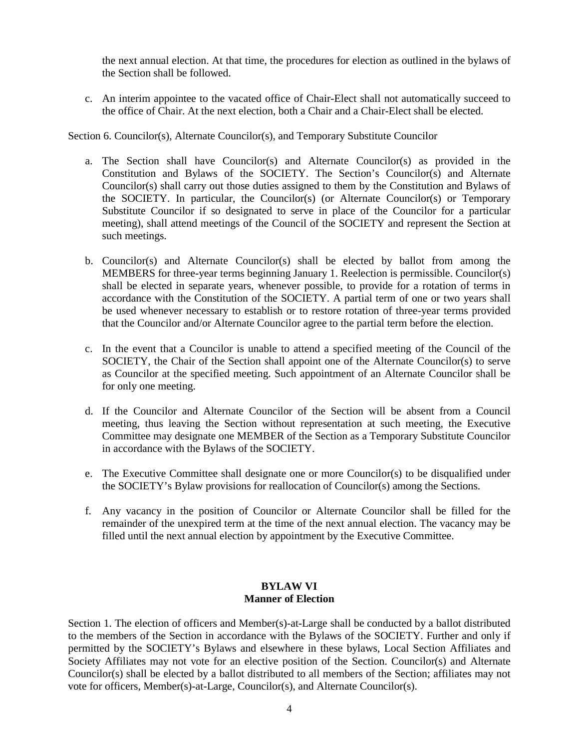the next annual election. At that time, the procedures for election as outlined in the bylaws of the Section shall be followed.

c. An interim appointee to the vacated office of Chair-Elect shall not automatically succeed to the office of Chair. At the next election, both a Chair and a Chair-Elect shall be elected.

Section 6. Councilor(s), Alternate Councilor(s), and Temporary Substitute Councilor

a. The Section shall have Councilor(s) and Alternate Councilor(s) as provided in the Constitution and Bylaws of the SOCIETY. The Section's Councilor(s) and Alternate Councilor(s) shall carry out those duties assigned to them by the Constitution and Bylaws of the SOCIETY. In particular, the Councilor(s) (or Alternate Councilor(s) or Temporary Substitute Councilor if so designated to serve in place of the Councilor for a particular meeting), shall attend meetings of the Council of the SOCIETY and represent the Section at such meetings.

b. Councilor(s) and Alternate Councilor(s) shall be elected by ballot from among the MEMBERS for three-year terms beginning January 1. Reelection is permissible. Councilor(s) shall be elected in separate years, whenever possible, to provide for a rotation of terms in accordance with the Constitution of the SOCIETY. A partial term of one or two years shall be used whenever necessary to establish or to restore rotation of three-year terms provided that the Councilor and/or Alternate Councilor agree to the partial term before the election.

c. In the event that a Councilor is unable to attend a specified meeting of the Council of the SOCIETY, the Chair of the Section shall appoint one of the Alternate Councilor(s) to serve as Councilor at the specified meeting. Such appointment of an Alternate Councilor shall be for only one meeting.

d. If the Councilor and Alternate Councilor of the Section will be absent from a Council meeting, thus leaving the Section without representation at such meeting, the Executive Committee may designate one MEMBER of the Section as a Temporary Substitute Councilor in accordance with the Bylaws of the SOCIETY.

e. The Executive Committee shall designate one or more Councilor(s) to be disqualified under the SOCIETY's Bylaw provisions for reallocation of Councilor(s) among the Sections.

f. Any vacancy in the position of Councilor or Alternate Councilor shall be filled for the remainder of the unexpired term at the time of the next annual election. The vacancy may be filled until the next annual election by appointment by the Executive Committee.

## BYLAW VI
## Manner of Election

Section 1. The election of officers and Member(s)-at-Large shall be conducted by a ballot distributed to the members of the Section in accordance with the Bylaws of the SOCIETY. Further and only if permitted by the SOCIETY's Bylaws and elsewhere in these bylaws, Local Section Affiliates and Society Affiliates may not vote for an elective position of the Section. Councilor(s) and Alternate Councilor(s) shall be elected by a ballot distributed to all members of the Section; affiliates may not vote for officers, Member(s)-at-Large, Councilor(s), and Alternate Councilor(s).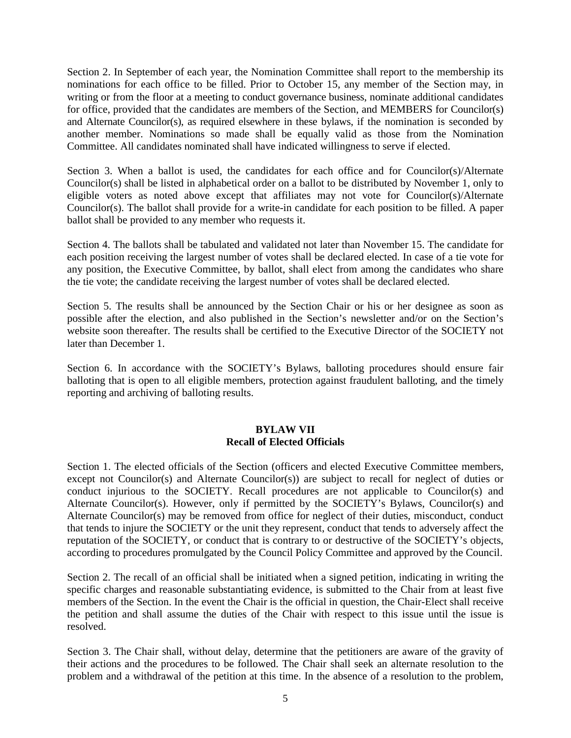Section 2. In September of each year, the Nomination Committee shall report to the membership its nominations for each office to be filled. Prior to October 15, any member of the Section may, in writing or from the floor at a meeting to conduct governance business, nominate additional candidates for office, provided that the candidates are members of the Section, and MEMBERS for Councilor(s) and Alternate Councilor(s), as required elsewhere in these bylaws, if the nomination is seconded by another member. Nominations so made shall be equally valid as those from the Nomination Committee. All candidates nominated shall have indicated willingness to serve if elected.

Section 3. When a ballot is used, the candidates for each office and for Councilor(s)/Alternate Councilor(s) shall be listed in alphabetical order on a ballot to be distributed by November 1, only to eligible voters as noted above except that affiliates may not vote for Councilor(s)/Alternate Councilor(s). The ballot shall provide for a write-in candidate for each position to be filled. A paper ballot shall be provided to any member who requests it.

Section 4. The ballots shall be tabulated and validated not later than November 15. The candidate for each position receiving the largest number of votes shall be declared elected. In case of a tie vote for any position, the Executive Committee, by ballot, shall elect from among the candidates who share the tie vote; the candidate receiving the largest number of votes shall be declared elected.

Section 5. The results shall be announced by the Section Chair or his or her designee as soon as possible after the election, and also published in the Section's newsletter and/or on the Section's website soon thereafter. The results shall be certified to the Executive Director of the SOCIETY not later than December 1.

Section 6. In accordance with the SOCIETY's Bylaws, balloting procedures should ensure fair balloting that is open to all eligible members, protection against fraudulent balloting, and the timely reporting and archiving of balloting results.

## BYLAW VII
## Recall of Elected Officials

Section 1. The elected officials of the Section (officers and elected Executive Committee members, except not Councilor(s) and Alternate Councilor(s)) are subject to recall for neglect of duties or conduct injurious to the SOCIETY. Recall procedures are not applicable to Councilor(s) and Alternate Councilor(s). However, only if permitted by the SOCIETY's Bylaws, Councilor(s) and Alternate Councilor(s) may be removed from office for neglect of their duties, misconduct, conduct that tends to injure the SOCIETY or the unit they represent, conduct that tends to adversely affect the reputation of the SOCIETY, or conduct that is contrary to or destructive of the SOCIETY's objects, according to procedures promulgated by the Council Policy Committee and approved by the Council.

Section 2. The recall of an official shall be initiated when a signed petition, indicating in writing the specific charges and reasonable substantiating evidence, is submitted to the Chair from at least five members of the Section. In the event the Chair is the official in question, the Chair-Elect shall receive the petition and shall assume the duties of the Chair with respect to this issue until the issue is resolved.

Section 3. The Chair shall, without delay, determine that the petitioners are aware of the gravity of their actions and the procedures to be followed. The Chair shall seek an alternate resolution to the problem and a withdrawal of the petition at this time. In the absence of a resolution to the problem,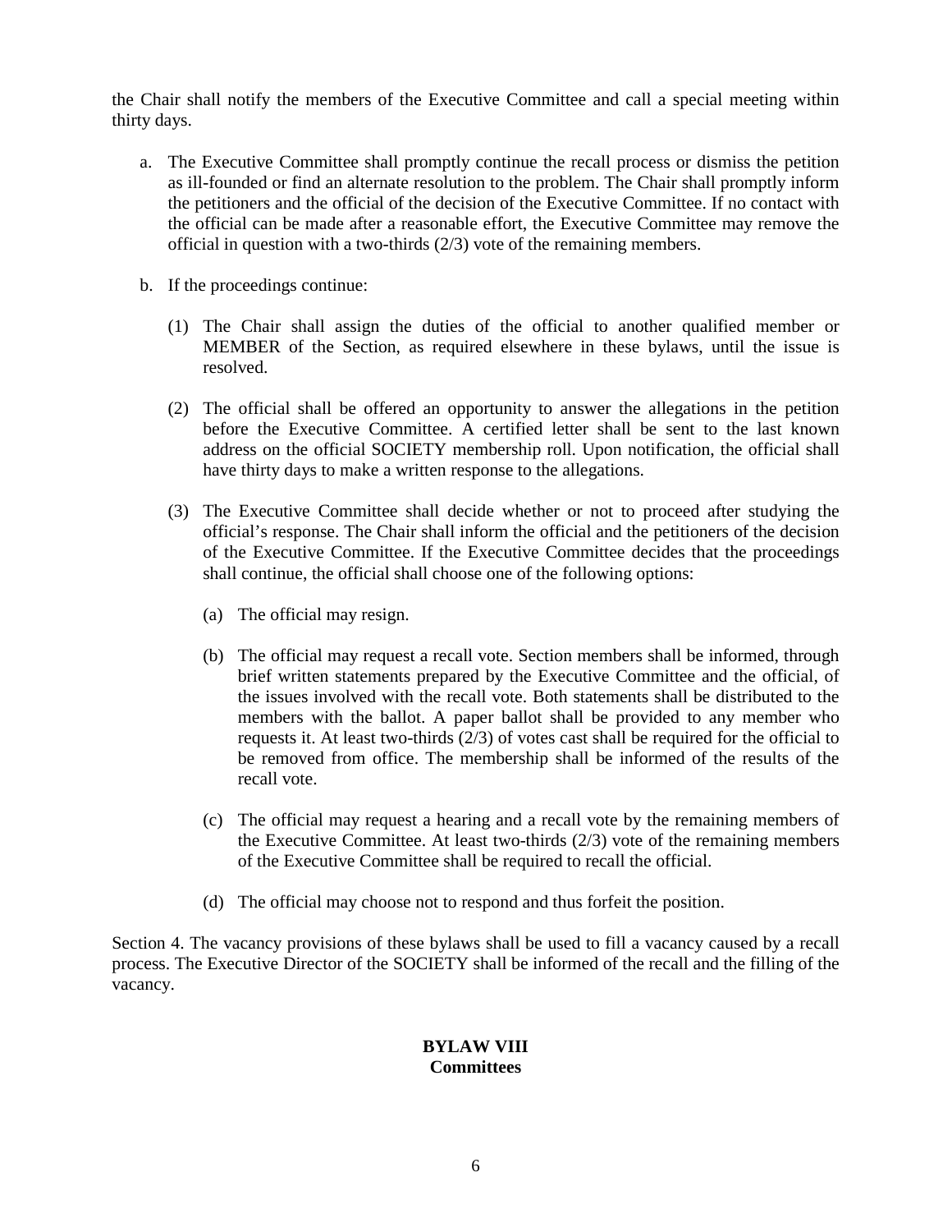the Chair shall notify the members of the Executive Committee and call a special meeting within thirty days.

a. The Executive Committee shall promptly continue the recall process or dismiss the petition as ill-founded or find an alternate resolution to the problem. The Chair shall promptly inform the petitioners and the official of the decision of the Executive Committee. If no contact with the official can be made after a reasonable effort, the Executive Committee may remove the official in question with a two-thirds (2/3) vote of the remaining members.

b. If the proceedings continue:

   (1) The Chair shall assign the duties of the official to another qualified member or MEMBER of the Section, as required elsewhere in these bylaws, until the issue is resolved.

   (2) The official shall be offered an opportunity to answer the allegations in the petition before the Executive Committee. A certified letter shall be sent to the last known address on the official SOCIETY membership roll. Upon notification, the official shall have thirty days to make a written response to the allegations.

   (3) The Executive Committee shall decide whether or not to proceed after studying the official's response. The Chair shall inform the official and the petitioners of the decision of the Executive Committee. If the Executive Committee decides that the proceedings shall continue, the official shall choose one of the following options:

      (a) The official may resign.

      (b) The official may request a recall vote. Section members shall be informed, through brief written statements prepared by the Executive Committee and the official, of the issues involved with the recall vote. Both statements shall be distributed to the members with the ballot. A paper ballot shall be provided to any member who requests it. At least two-thirds (2/3) of votes cast shall be required for the official to be removed from office. The membership shall be informed of the results of the recall vote.

      (c) The official may request a hearing and a recall vote by the remaining members of the Executive Committee. At least two-thirds (2/3) vote of the remaining members of the Executive Committee shall be required to recall the official.

      (d) The official may choose not to respond and thus forfeit the position.

Section 4. The vacancy provisions of these bylaws shall be used to fill a vacancy caused by a recall process. The Executive Director of the SOCIETY shall be informed of the recall and the filling of the vacancy.

## BYLAW VIII
## Committees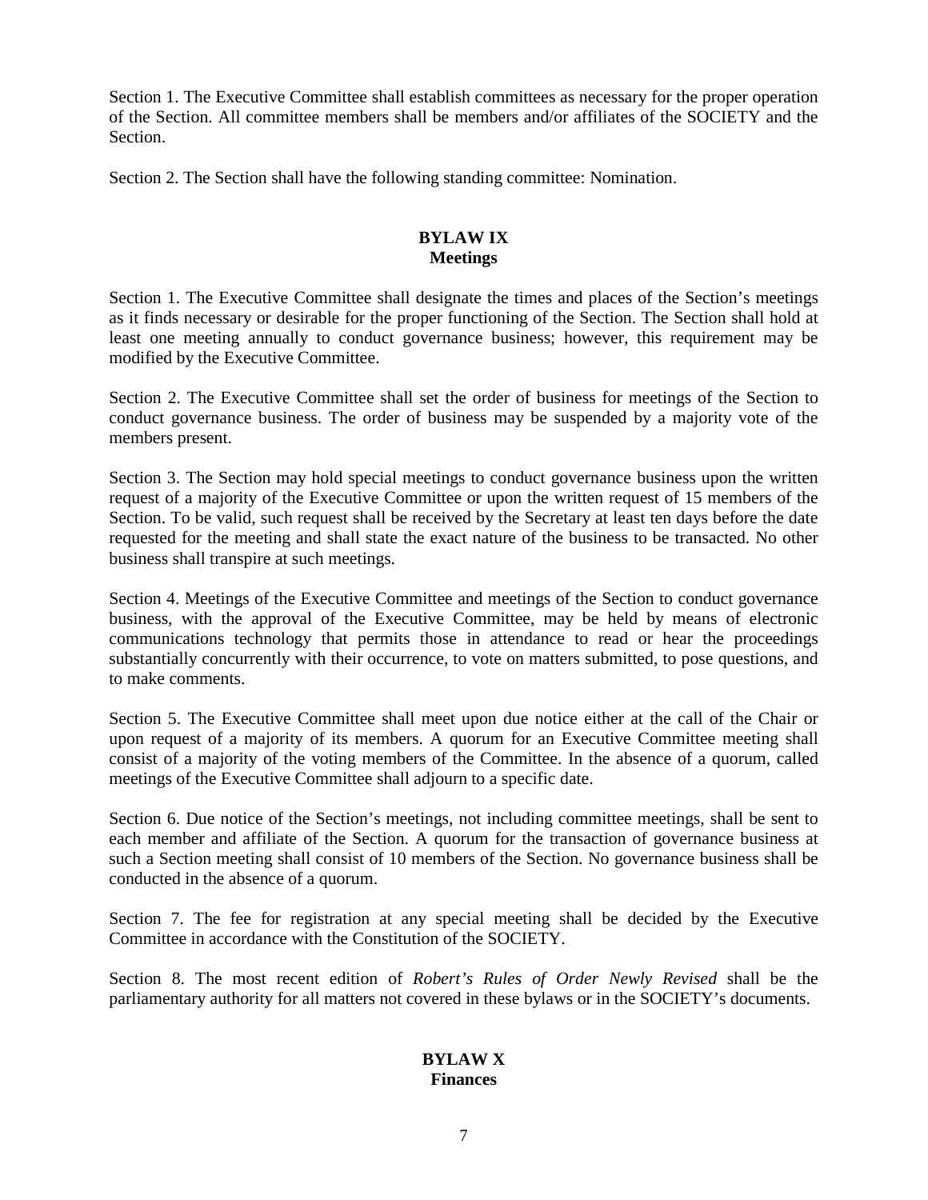Section 1. The Executive Committee shall establish committees as necessary for the proper operation of the Section. All committee members shall be members and/or affiliates of the SOCIETY and the Section.

Section 2. The Section shall have the following standing committee: Nomination.

## BYLAW IX
## Meetings

Section 1. The Executive Committee shall designate the times and places of the Section's meetings as it finds necessary or desirable for the proper functioning of the Section. The Section shall hold at least one meeting annually to conduct governance business; however, this requirement may be modified by the Executive Committee.

Section 2. The Executive Committee shall set the order of business for meetings of the Section to conduct governance business. The order of business may be suspended by a majority vote of the members present.

Section 3. The Section may hold special meetings to conduct governance business upon the written request of a majority of the Executive Committee or upon the written request of 15 members of the Section. To be valid, such request shall be received by the Secretary at least ten days before the date requested for the meeting and shall state the exact nature of the business to be transacted. No other business shall transpire at such meetings.

Section 4. Meetings of the Executive Committee and meetings of the Section to conduct governance business, with the approval of the Executive Committee, may be held by means of electronic communications technology that permits those in attendance to read or hear the proceedings substantially concurrently with their occurrence, to vote on matters submitted, to pose questions, and to make comments.

Section 5. The Executive Committee shall meet upon due notice either at the call of the Chair or upon request of a majority of its members. A quorum for an Executive Committee meeting shall consist of a majority of the voting members of the Committee. In the absence of a quorum, called meetings of the Executive Committee shall adjourn to a specific date.

Section 6. Due notice of the Section's meetings, not including committee meetings, shall be sent to each member and affiliate of the Section. A quorum for the transaction of governance business at such a Section meeting shall consist of 10 members of the Section. No governance business shall be conducted in the absence of a quorum.

Section 7. The fee for registration at any special meeting shall be decided by the Executive Committee in accordance with the Constitution of the SOCIETY.

Section 8. The most recent edition of *Robert's Rules of Order Newly Revised* shall be the parliamentary authority for all matters not covered in these bylaws or in the SOCIETY's documents.

## BYLAW X
## Finances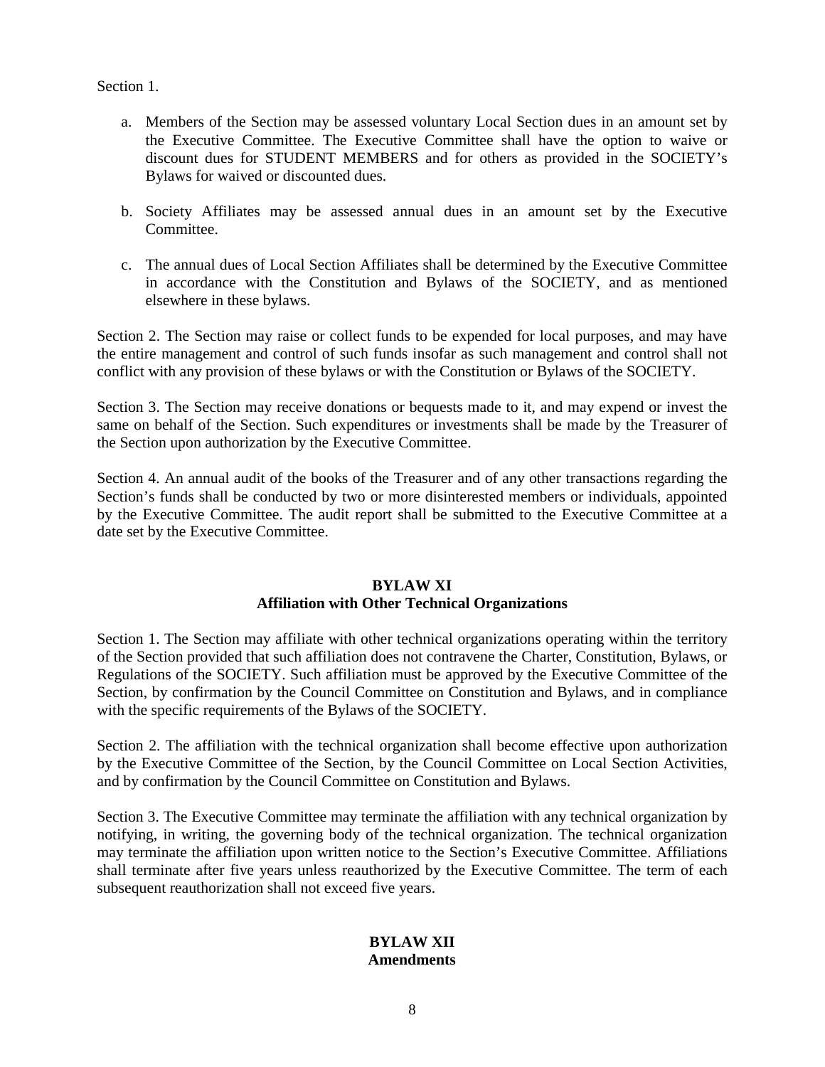Section 1.

a. Members of the Section may be assessed voluntary Local Section dues in an amount set by the Executive Committee. The Executive Committee shall have the option to waive or discount dues for STUDENT MEMBERS and for others as provided in the SOCIETY's Bylaws for waived or discounted dues.

b. Society Affiliates may be assessed annual dues in an amount set by the Executive Committee.

c. The annual dues of Local Section Affiliates shall be determined by the Executive Committee in accordance with the Constitution and Bylaws of the SOCIETY, and as mentioned elsewhere in these bylaws.

Section 2. The Section may raise or collect funds to be expended for local purposes, and may have the entire management and control of such funds insofar as such management and control shall not conflict with any provision of these bylaws or with the Constitution or Bylaws of the SOCIETY.

Section 3. The Section may receive donations or bequests made to it, and may expend or invest the same on behalf of the Section. Such expenditures or investments shall be made by the Treasurer of the Section upon authorization by the Executive Committee.

Section 4. An annual audit of the books of the Treasurer and of any other transactions regarding the Section's funds shall be conducted by two or more disinterested members or individuals, appointed by the Executive Committee. The audit report shall be submitted to the Executive Committee at a date set by the Executive Committee.

## BYLAW XI
## Affiliation with Other Technical Organizations

Section 1. The Section may affiliate with other technical organizations operating within the territory of the Section provided that such affiliation does not contravene the Charter, Constitution, Bylaws, or Regulations of the SOCIETY. Such affiliation must be approved by the Executive Committee of the Section, by confirmation by the Council Committee on Constitution and Bylaws, and in compliance with the specific requirements of the Bylaws of the SOCIETY.

Section 2. The affiliation with the technical organization shall become effective upon authorization by the Executive Committee of the Section, by the Council Committee on Local Section Activities, and by confirmation by the Council Committee on Constitution and Bylaws.

Section 3. The Executive Committee may terminate the affiliation with any technical organization by notifying, in writing, the governing body of the technical organization. The technical organization may terminate the affiliation upon written notice to the Section's Executive Committee. Affiliations shall terminate after five years unless reauthorized by the Executive Committee. The term of each subsequent reauthorization shall not exceed five years.

## BYLAW XII
## Amendments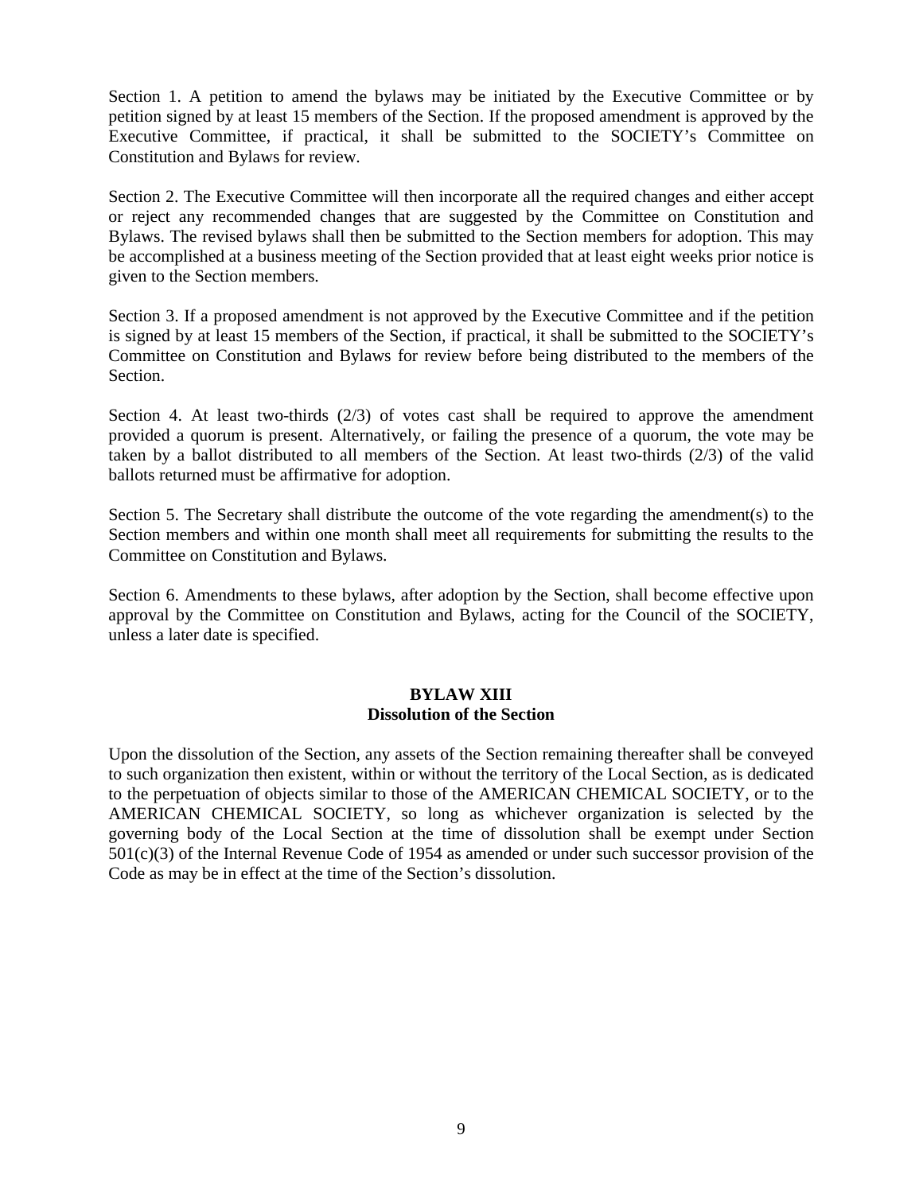Section 1. A petition to amend the bylaws may be initiated by the Executive Committee or by petition signed by at least 15 members of the Section. If the proposed amendment is approved by the Executive Committee, if practical, it shall be submitted to the SOCIETY's Committee on Constitution and Bylaws for review.

Section 2. The Executive Committee will then incorporate all the required changes and either accept or reject any recommended changes that are suggested by the Committee on Constitution and Bylaws. The revised bylaws shall then be submitted to the Section members for adoption. This may be accomplished at a business meeting of the Section provided that at least eight weeks prior notice is given to the Section members.

Section 3. If a proposed amendment is not approved by the Executive Committee and if the petition is signed by at least 15 members of the Section, if practical, it shall be submitted to the SOCIETY's Committee on Constitution and Bylaws for review before being distributed to the members of the Section.

Section 4. At least two-thirds (2/3) of votes cast shall be required to approve the amendment provided a quorum is present. Alternatively, or failing the presence of a quorum, the vote may be taken by a ballot distributed to all members of the Section. At least two-thirds (2/3) of the valid ballots returned must be affirmative for adoption.

Section 5. The Secretary shall distribute the outcome of the vote regarding the amendment(s) to the Section members and within one month shall meet all requirements for submitting the results to the Committee on Constitution and Bylaws.

Section 6. Amendments to these bylaws, after adoption by the Section, shall become effective upon approval by the Committee on Constitution and Bylaws, acting for the Council of the SOCIETY, unless a later date is specified.

## BYLAW XIII
## Dissolution of the Section

Upon the dissolution of the Section, any assets of the Section remaining thereafter shall be conveyed to such organization then existent, within or without the territory of the Local Section, as is dedicated to the perpetuation of objects similar to those of the AMERICAN CHEMICAL SOCIETY, or to the AMERICAN CHEMICAL SOCIETY, so long as whichever organization is selected by the governing body of the Local Section at the time of dissolution shall be exempt under Section 501(c)(3) of the Internal Revenue Code of 1954 as amended or under such successor provision of the Code as may be in effect at the time of the Section's dissolution.